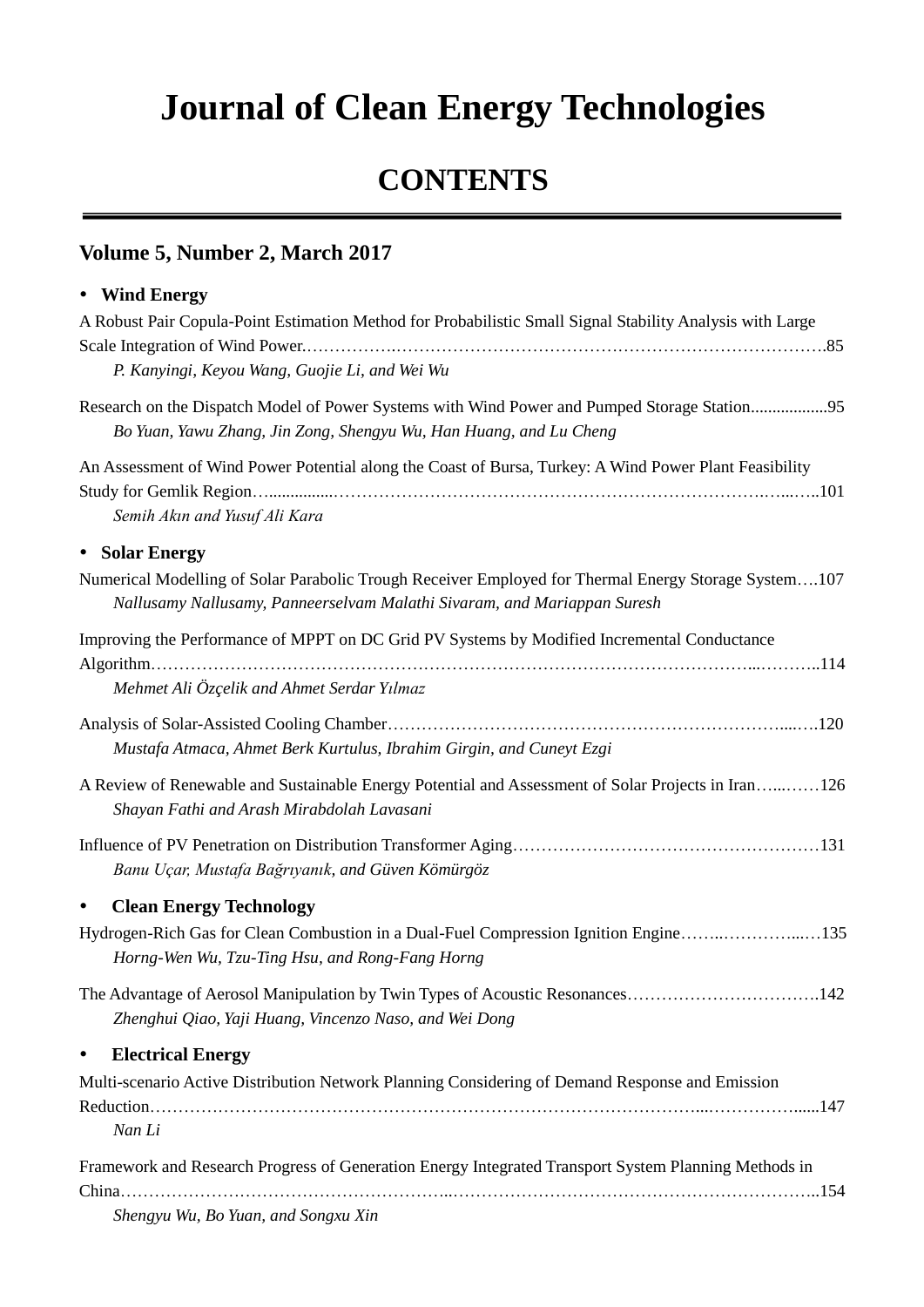# Journal of Clean Energy Technologies

## CONTENTS

### Volume 5, Number 2, March 2017

- **Wind Energy**

A Robust Pair Copula-Point Estimation Method for Probabilistic Small Signal Stability Analysis with Large Scale Integration of Wind Power……………………………………………………………………………………….85
*P. Kanyingi, Keyou Wang, Guojie Li, and Wei Wu*

Research on the Dispatch Model of Power Systems with Wind Power and Pumped Storage Station..................95
*Bo Yuan, Yawu Zhang, Jin Zong, Shengyu Wu, Han Huang, and Lu Cheng*

An Assessment of Wind Power Potential along the Coast of Bursa, Turkey: A Wind Power Plant Feasibility Study for Gemlik Region…...............……………………………………………………………………..101
*Semih Akın and Yusuf Ali Kara*

- **Solar Energy**

Numerical Modelling of Solar Parabolic Trough Receiver Employed for Thermal Energy Storage System….107
*Nallusamy Nallusamy, Panneerselvam Malathi Sivaram, and Mariappan Suresh*

Improving the Performance of MPPT on DC Grid PV Systems by Modified Incremental Conductance Algorithm………………………………………………………………………………………………..114
*Mehmet Ali Özçelik and Ahmet Serdar Yılmaz*

Analysis of Solar-Assisted Cooling Chamber……………………………………………………………....….120
*Mustafa Atmaca, Ahmet Berk Kurtulus, Ibrahim Girgin, and Cuneyt Ezgi*

A Review of Renewable and Sustainable Energy Potential and Assessment of Solar Projects in Iran…...……126
*Shayan Fathi and Arash Mirabdolah Lavasani*

Influence of PV Penetration on Distribution Transformer Aging………………………………………………131
*Banu Uçar, Mustafa Bağrıyanık, and Güven Kömürgöz*

- **Clean Energy Technology**

Hydrogen-Rich Gas for Clean Combustion in a Dual-Fuel Compression Ignition Engine……..…………...…135
*Horng-Wen Wu, Tzu-Ting Hsu, and Rong-Fang Horng*

The Advantage of Aerosol Manipulation by Twin Types of Acoustic Resonances…………………………….142
*Zhenghui Qiao, Yaji Huang, Vincenzo Naso, and Wei Dong*

- **Electrical Energy**

Multi-scenario Active Distribution Network Planning Considering of Demand Response and Emission Reduction……………………………………………………………………………………….....147
*Nan Li*

Framework and Research Progress of Generation Energy Integrated Transport System Planning Methods in China……………………………………………………………………………………………..154
*Shengyu Wu, Bo Yuan, and Songxu Xin*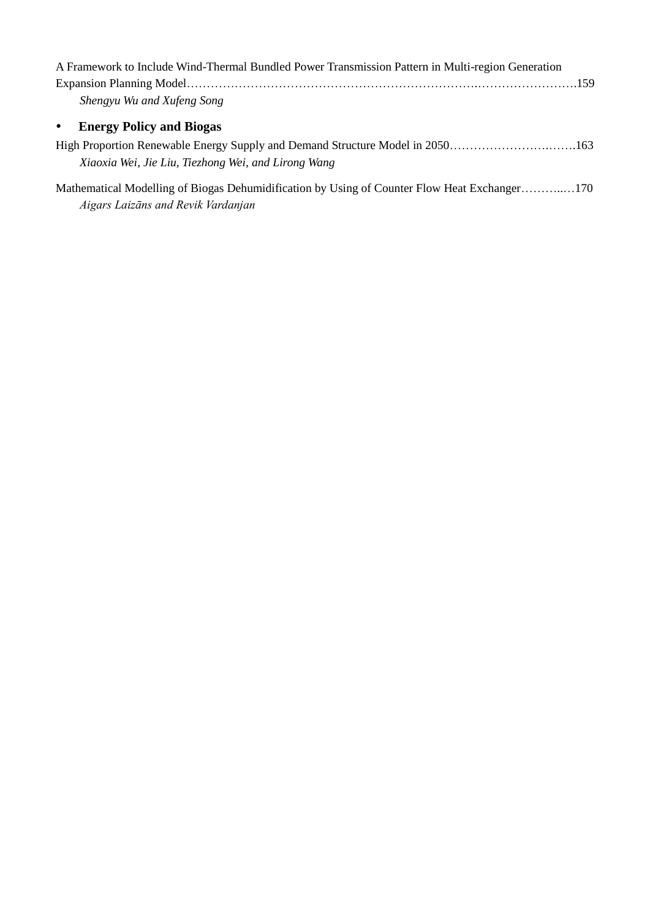A Framework to Include Wind-Thermal Bundled Power Transmission Pattern in Multi-region Generation Expansion Planning Model……………………………………………………………….…………………….159
*Shengyu Wu and Xufeng Song*

- **Energy Policy and Biogas**

High Proportion Renewable Energy Supply and Demand Structure Model in 2050……………………….…….163
*Xiaoxia Wei, Jie Liu, Tiezhong Wei, and Lirong Wang*

Mathematical Modelling of Biogas Dehumidification by Using of Counter Flow Heat Exchanger………..…170
*Aigars Laizāns and Revik Vardanjan*